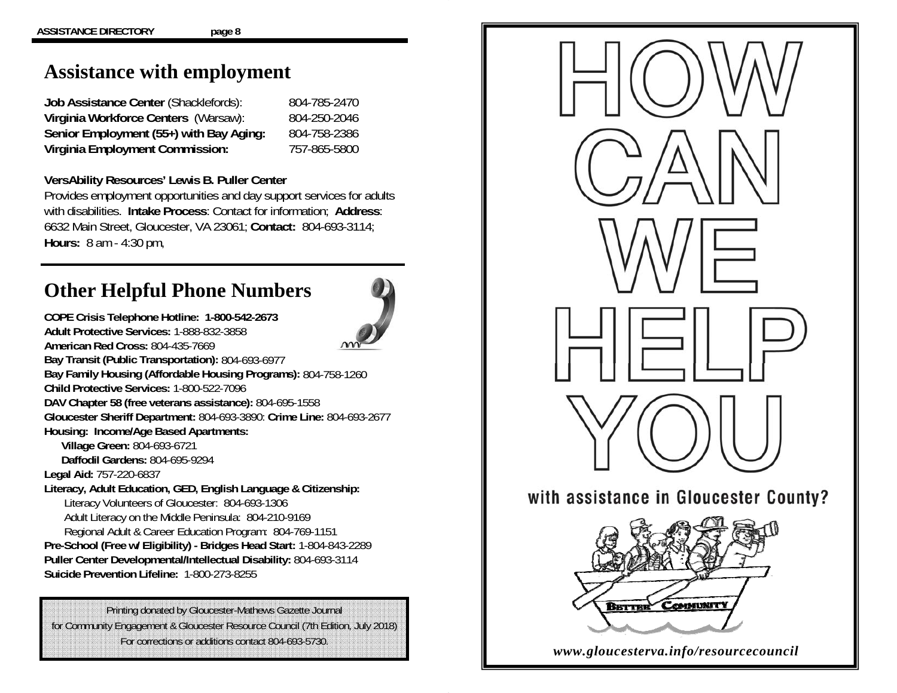# Assistance with employment

**Job Assistance Center** (Shacklefords): 804-785-2470
**Virginia Workforce Centers** (Warsaw): 804-250-2046
**Senior Employment (55+) with Bay Aging:** 804-758-2386
**Virginia Employment Commission:** 757-865-5800

**VersAbility Resources' Lewis B. Puller Center**
Provides employment opportunities and day support services for adults with disabilities. **Intake Process**: Contact for information; **Address**: 6632 Main Street, Gloucester, VA 23061; **Contact:** 804-693-3114; **Hours:** 8 am - 4:30 pm,

# Other Helpful Phone Numbers

**COPE Crisis Telephone Hotline: 1-800-542-2673**
**Adult Protective Services:** 1-888-832-3858
**American Red Cross:** 804-435-7669
**Bay Transit (Public Transportation):** 804-693-6977
**Bay Family Housing (Affordable Housing Programs):** 804-758-1260
**Child Protective Services:** 1-800-522-7096
**DAV Chapter 58 (free veterans assistance):** 804-695-1558
**Gloucester Sheriff Department:** 804-693-3890: **Crime Line:** 804-693-2677
**Housing: Income/Age Based Apartments:**
- **Village Green:** 804-693-6721
- **Daffodil Gardens:** 804-695-9294

**Legal Aid:** 757-220-6837
**Literacy, Adult Education, GED, English Language & Citizenship:**
- Literacy Volunteers of Gloucester: 804-693-1306
- Adult Literacy on the Middle Peninsula: 804-210-9169
- Regional Adult & Career Education Program: 804-769-1151

**Pre-School (Free w/ Eligibility) - Bridges Head Start:** 1-804-843-2289
**Puller Center Developmental/Intellectual Disability:** 804-693-3114
**Suicide Prevention Lifeline:** 1-800-273-8255

Printing donated by Gloucester-Mathews Gazette Journal
for Community Engagement & Gloucester Resource Council (7th Edition, July 2018)
For corrections or additions contact 804-693-5730.

# HOW CAN WE HELP YOU

with assistance in Gloucester County?

BETTER COMMUNITY

*www.gloucesterva.info/resourcecouncil*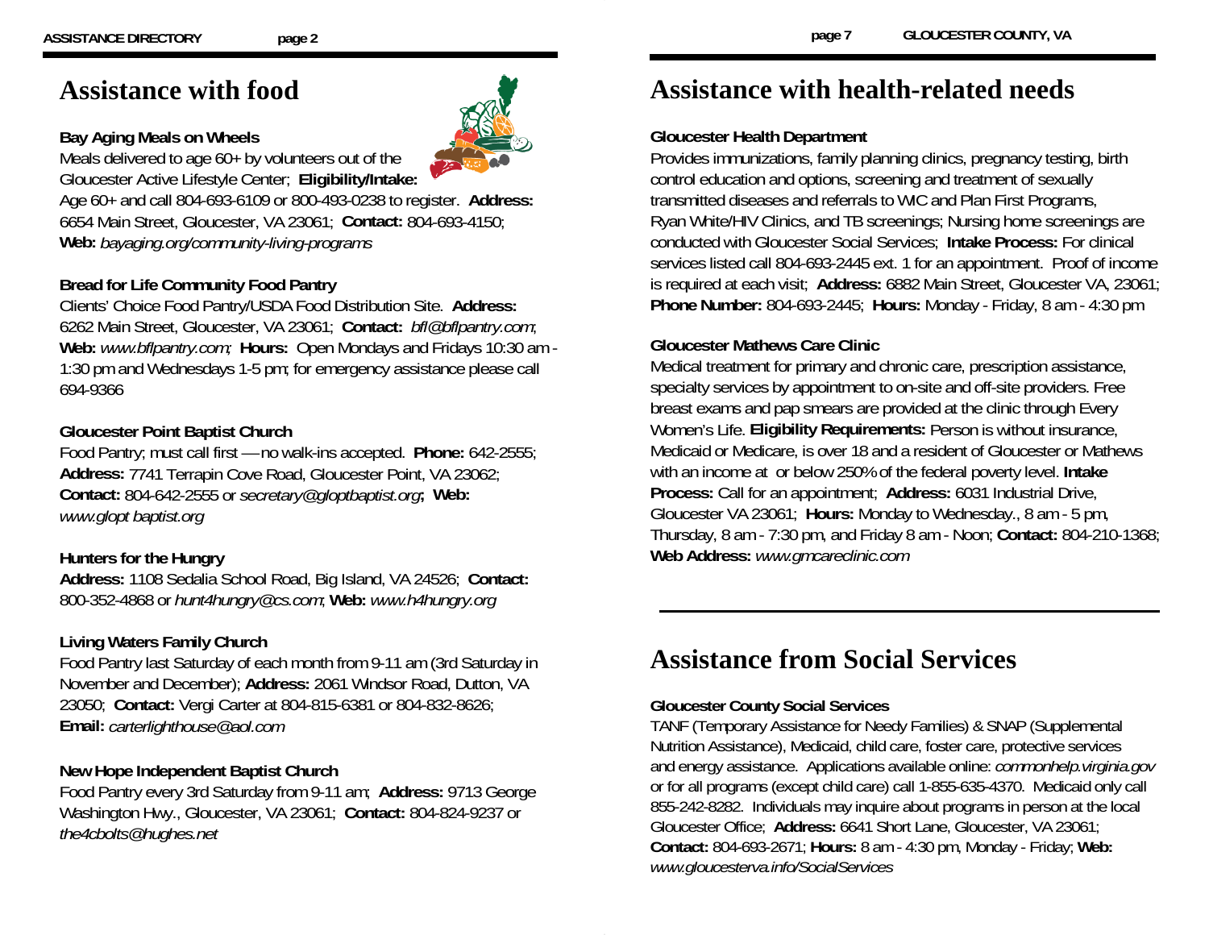# Assistance with food

**Bay Aging Meals on Wheels**
Meals delivered to age 60+ by volunteers out of the Gloucester Active Lifestyle Center; **Eligibility/Intake:** Age 60+ and call 804-693-6109 or 800-493-0238 to register. **Address:** 6654 Main Street, Gloucester, VA 23061; **Contact:** 804-693-4150; **Web:** *bayaging.org/community-living-programs*

**Bread for Life Community Food Pantry**
Clients' Choice Food Pantry/USDA Food Distribution Site. **Address:** 6262 Main Street, Gloucester, VA 23061; **Contact:** *bfl@bflpantry.com*; **Web:** *www.bflpantry.com;* **Hours:** Open Mondays and Fridays 10:30 am - 1:30 pm and Wednesdays 1-5 pm; for emergency assistance please call 694-9366

**Gloucester Point Baptist Church**
Food Pantry; must call first — no walk-ins accepted. **Phone:** 642-2555; **Address:** 7741 Terrapin Cove Road, Gloucester Point, VA 23062; **Contact:** 804-642-2555 or *secretary@gloptbaptist.org*; **Web:** *www.glopt baptist.org*

**Hunters for the Hungry**
**Address:** 1108 Sedalia School Road, Big Island, VA 24526; **Contact:** 800-352-4868 or *hunt4hungry@cs.com*; **Web:** *www.h4hungry.org*

**Living Waters Family Church**
Food Pantry last Saturday of each month from 9-11 am (3rd Saturday in November and December); **Address:** 2061 Windsor Road, Dutton, VA 23050; **Contact:** Vergi Carter at 804-815-6381 or 804-832-8626; **Email:** *carterlighthouse@aol.com*

**New Hope Independent Baptist Church**
Food Pantry every 3rd Saturday from 9-11 am; **Address:** 9713 George Washington Hwy., Gloucester, VA 23061; **Contact:** 804-824-9237 or *the4cbolts@hughes.net*

# Assistance with health-related needs

**Gloucester Health Department**
Provides immunizations, family planning clinics, pregnancy testing, birth control education and options, screening and treatment of sexually transmitted diseases and referrals to WIC and Plan First Programs, Ryan White/HIV Clinics, and TB screenings; Nursing home screenings are conducted with Gloucester Social Services; **Intake Process:** For clinical services listed call 804-693-2445 ext. 1 for an appointment. Proof of income is required at each visit; **Address:** 6882 Main Street, Gloucester VA, 23061; **Phone Number:** 804-693-2445; **Hours:** Monday - Friday, 8 am - 4:30 pm

**Gloucester Mathews Care Clinic**
Medical treatment for primary and chronic care, prescription assistance, specialty services by appointment to on-site and off-site providers. Free breast exams and pap smears are provided at the clinic through Every Women's Life. **Eligibility Requirements:** Person is without insurance, Medicaid or Medicare, is over 18 and a resident of Gloucester or Mathews with an income at or below 250% of the federal poverty level. **Intake Process:** Call for an appointment; **Address:** 6031 Industrial Drive, Gloucester VA 23061; **Hours:** Monday to Wednesday., 8 am - 5 pm, Thursday, 8 am - 7:30 pm, and Friday 8 am - Noon; **Contact:** 804-210-1368; **Web Address:** *www.gmcareclinic.com*

# Assistance from Social Services

**Gloucester County Social Services**
TANF (Temporary Assistance for Needy Families) & SNAP (Supplemental Nutrition Assistance), Medicaid, child care, foster care, protective services and energy assistance. Applications available online: *commonhelp.virginia.gov* or for all programs (except child care) call 1-855-635-4370. Medicaid only call 855-242-8282. Individuals may inquire about programs in person at the local Gloucester Office; **Address:** 6641 Short Lane, Gloucester, VA 23061; **Contact:** 804-693-2671; **Hours:** 8 am - 4:30 pm, Monday - Friday; **Web:** *www.gloucesterva.info/SocialServices*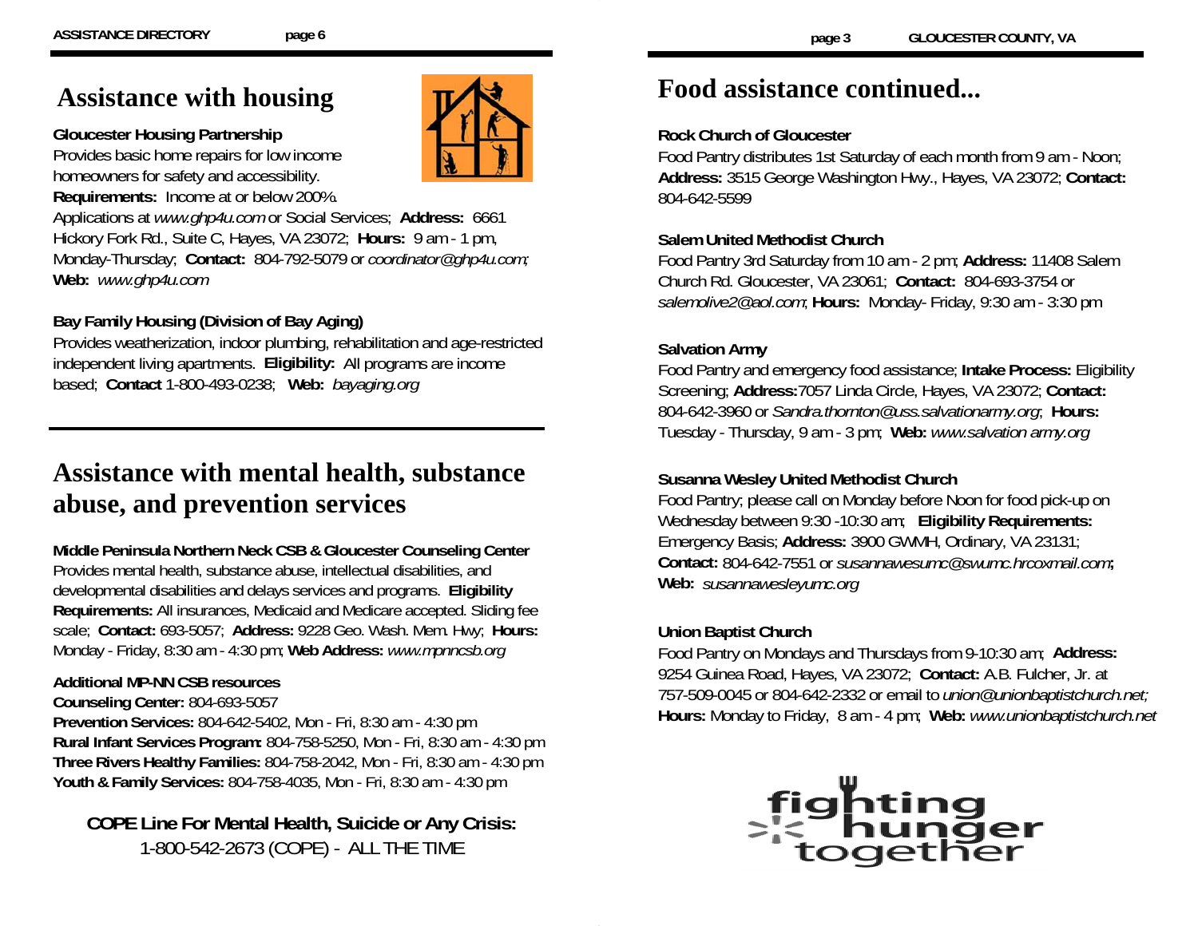# Assistance with housing

**Gloucester Housing Partnership**
Provides basic home repairs for low income homeowners for safety and accessibility.
**Requirements:** Income at or below 200%.
Applications at *www.ghp4u.com* or Social Services; **Address:** 6661 Hickory Fork Rd., Suite C, Hayes, VA 23072; **Hours:** 9 am - 1 pm, Monday-Thursday; **Contact:** 804-792-5079 or *coordinator@ghp4u.com;* **Web:** *www.ghp4u.com*

**Bay Family Housing (Division of Bay Aging)**
Provides weatherization, indoor plumbing, rehabilitation and age-restricted independent living apartments. **Eligibility:** All programs are income based; **Contact** 1-800-493-0238; **Web:** *bayaging.org*

# Assistance with mental health, substance abuse, and prevention services

**Middle Peninsula Northern Neck CSB & Gloucester Counseling Center**
Provides mental health, substance abuse, intellectual disabilities, and developmental disabilities and delays services and programs. **Eligibility Requirements:** All insurances, Medicaid and Medicare accepted. Sliding fee scale; **Contact:** 693-5057; **Address:** 9228 Geo. Wash. Mem. Hwy; **Hours:** Monday - Friday, 8:30 am - 4:30 pm; **Web Address:** *www.mpnncsb.org*

**Additional MP-NN CSB resources**
**Counseling Center:** 804-693-5057
**Prevention Services:** 804-642-5402, Mon - Fri, 8:30 am - 4:30 pm
**Rural Infant Services Program:** 804-758-5250, Mon - Fri, 8:30 am - 4:30 pm
**Three Rivers Healthy Families:** 804-758-2042, Mon - Fri, 8:30 am - 4:30 pm
**Youth & Family Services:** 804-758-4035, Mon - Fri, 8:30 am - 4:30 pm

**COPE Line For Mental Health, Suicide or Any Crisis:**
1-800-542-2673 (COPE) - ALL THE TIME

# Food assistance continued...

**Rock Church of Gloucester**
Food Pantry distributes 1st Saturday of each month from 9 am - Noon; **Address:** 3515 George Washington Hwy., Hayes, VA 23072; **Contact:** 804-642-5599

**Salem United Methodist Church**
Food Pantry 3rd Saturday from 10 am - 2 pm; **Address:** 11408 Salem Church Rd. Gloucester, VA 23061; **Contact:** 804-693-3754 or *salemolive2@aol.com*; **Hours:** Monday- Friday, 9:30 am - 3:30 pm

**Salvation Army**
Food Pantry and emergency food assistance; **Intake Process:** Eligibility Screening; **Address:** 7057 Linda Circle, Hayes, VA 23072; **Contact:** 804-642-3960 or *Sandra.thornton@uss.salvationarmy.org*; **Hours:** Tuesday - Thursday, 9 am - 3 pm; **Web:** *www.salvation army.org*

**Susanna Wesley United Methodist Church**
Food Pantry; please call on Monday before Noon for food pick-up on Wednesday between 9:30 -10:30 am; **Eligibility Requirements:** Emergency Basis; **Address:** 3900 GWMH, Ordinary, VA 23131; **Contact:** 804-642-7551 or *susannawesumc@swumc.hrcoxmail.com*; **Web:** *susannawesleyumc.org*

**Union Baptist Church**
Food Pantry on Mondays and Thursdays from 9-10:30 am; **Address:** 9254 Guinea Road, Hayes, VA 23072; **Contact:** A.B. Fulcher, Jr. at 757-509-0045 or 804-642-2332 or email to *union@unionbaptistchurch.net;* **Hours:** Monday to Friday, 8 am - 4 pm; **Web:** *www.unionbaptistchurch.net*

fighting hunger together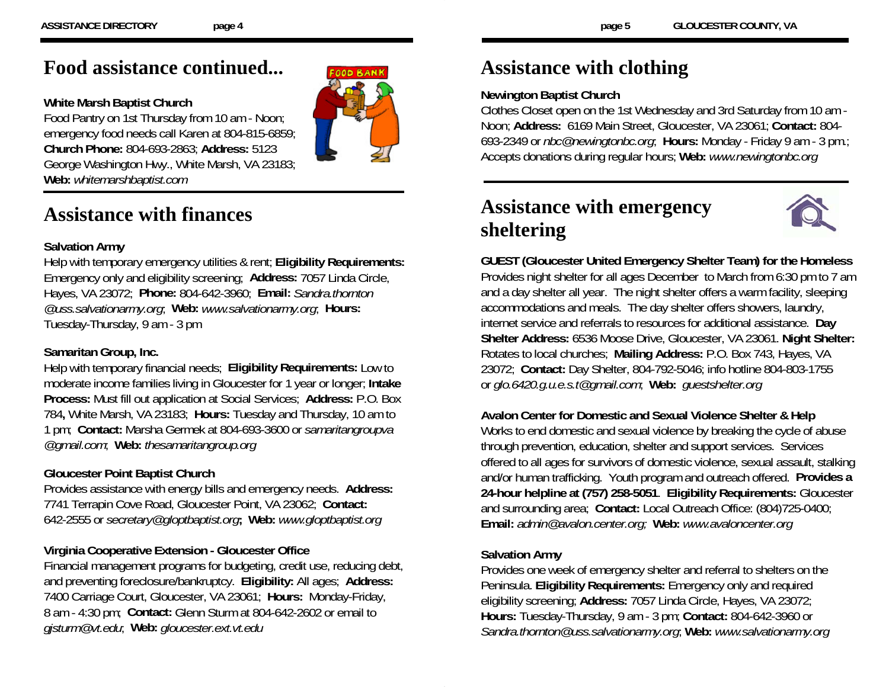# Food assistance continued...

**White Marsh Baptist Church**
Food Pantry on 1st Thursday from 10 am - Noon; emergency food needs call Karen at 804-815-6859; **Church Phone:** 804-693-2863; **Address:** 5123 George Washington Hwy., White Marsh, VA 23183; **Web:** *whitemarshbaptist.com*

# Assistance with finances

**Salvation Army**
Help with temporary emergency utilities & rent; **Eligibility Requirements:** Emergency only and eligibility screening; **Address:** 7057 Linda Circle, Hayes, VA 23072; **Phone:** 804-642-3960; **Email:** *Sandra.thornton @uss.salvationarmy.org*; **Web:** *www.salvationarmy.org*; **Hours:** Tuesday-Thursday, 9 am - 3 pm

**Samaritan Group, Inc.**
Help with temporary financial needs; **Eligibility Requirements:** Low to moderate income families living in Gloucester for 1 year or longer; **Intake Process:** Must fill out application at Social Services; **Address:** P.O. Box 784**,** White Marsh, VA 23183; **Hours:** Tuesday and Thursday, 10 am to 1 pm; **Contact:** Marsha Germek at 804-693-3600 or *samaritangroupva @gmail.com*; **Web:** *thesamaritangroup.org*

**Gloucester Point Baptist Church**
Provides assistance with energy bills and emergency needs. **Address:** 7741 Terrapin Cove Road, Gloucester Point, VA 23062; **Contact:** 642-2555 or *secretary@gloptbaptist.org***; Web:** *www.gloptbaptist.org*

**Virginia Cooperative Extension - Gloucester Office**
Financial management programs for budgeting, credit use, reducing debt, and preventing foreclosure/bankruptcy. **Eligibility:** All ages; **Address:** 7400 Carriage Court, Gloucester, VA 23061; **Hours:** Monday-Friday, 8 am - 4:30 pm; **Contact:** Glenn Sturm at 804-642-2602 or email to *gjsturm@vt.edu*; **Web:** *gloucester.ext.vt.edu*

# Assistance with clothing

**Newington Baptist Church**
Clothes Closet open on the 1st Wednesday and 3rd Saturday from 10 am - Noon; **Address:** 6169 Main Street, Gloucester, VA 23061; **Contact:** 804-693-2349 or *nbc@newingtonbc.org*; **Hours:** Monday - Friday 9 am - 3 pm.; Accepts donations during regular hours; **Web:** *www.newingtonbc.org*

# Assistance with emergency sheltering

**GUEST (Gloucester United Emergency Shelter Team) for the Homeless**
Provides night shelter for all ages December to March from 6:30 pm to 7 am and a day shelter all year. The night shelter offers a warm facility, sleeping accommodations and meals. The day shelter offers showers, laundry, internet service and referrals to resources for additional assistance. **Day Shelter Address:** 6536 Moose Drive, Gloucester, VA 23061. **Night Shelter:** Rotates to local churches; **Mailing Address:** P.O. Box 743, Hayes, VA 23072; **Contact:** Day Shelter, 804-792-5046; info hotline 804-803-1755 or *glo.6420.g.u.e.s.t@gmail.com*; **Web:** *guestshelter.org*

**Avalon Center for Domestic and Sexual Violence Shelter & Help**
Works to end domestic and sexual violence by breaking the cycle of abuse through prevention, education, shelter and support services. Services offered to all ages for survivors of domestic violence, sexual assault, stalking and/or human trafficking. Youth program and outreach offered. **Provides a 24-hour helpline at (757) 258-5051**. **Eligibility Requirements:** Gloucester and surrounding area; **Contact:** Local Outreach Office: (804)725-0400; **Email:** *admin@avalon.center.org;* **Web:** *www.avaloncenter.org*

**Salvation Army**
Provides one week of emergency shelter and referral to shelters on the Peninsula. **Eligibility Requirements:** Emergency only and required eligibility screening; **Address:** 7057 Linda Circle, Hayes, VA 23072; **Hours:** Tuesday-Thursday, 9 am - 3 pm; **Contact:** 804-642-3960 or *Sandra.thornton@uss.salvationarmy.org*; **Web:** *www.salvationarmy.org*